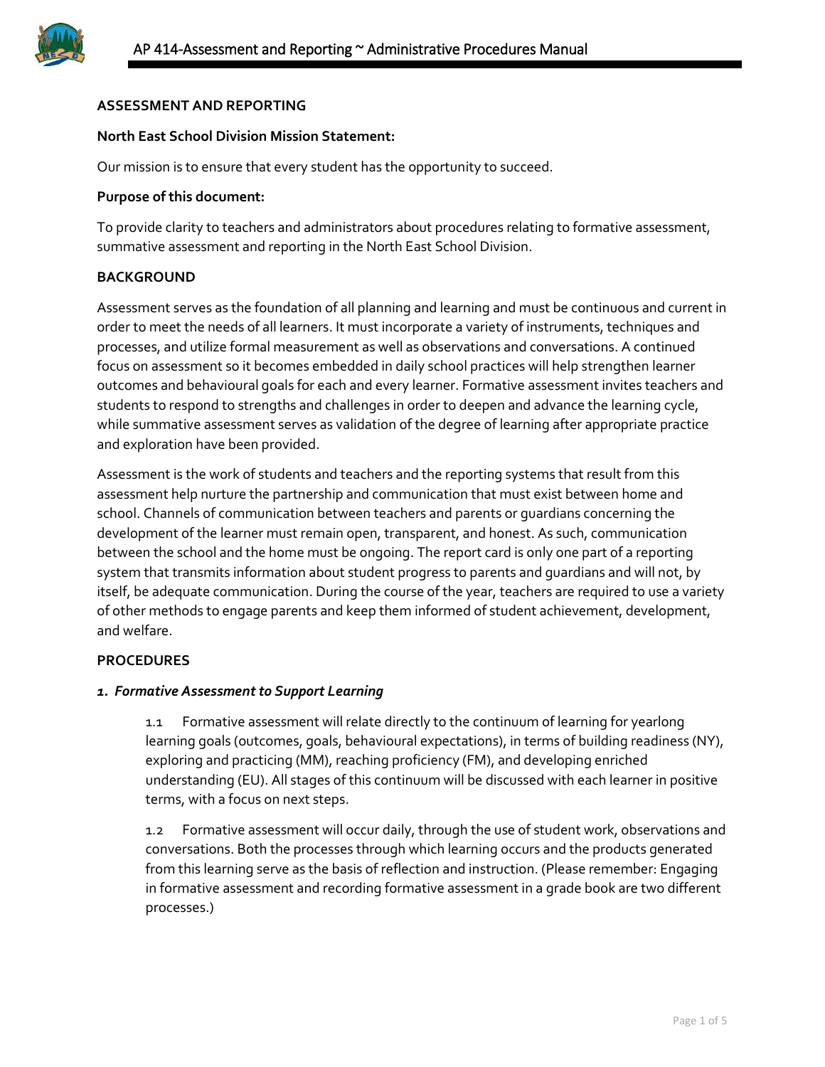## ASSESSMENT AND REPORTING

**North East School Division Mission Statement:**

Our mission is to ensure that every student has the opportunity to succeed.

**Purpose of this document:**

To provide clarity to teachers and administrators about procedures relating to formative assessment, summative assessment and reporting in the North East School Division.

## BACKGROUND

Assessment serves as the foundation of all planning and learning and must be continuous and current in order to meet the needs of all learners. It must incorporate a variety of instruments, techniques and processes, and utilize formal measurement as well as observations and conversations. A continued focus on assessment so it becomes embedded in daily school practices will help strengthen learner outcomes and behavioural goals for each and every learner. Formative assessment invites teachers and students to respond to strengths and challenges in order to deepen and advance the learning cycle, while summative assessment serves as validation of the degree of learning after appropriate practice and exploration have been provided.

Assessment is the work of students and teachers and the reporting systems that result from this assessment help nurture the partnership and communication that must exist between home and school. Channels of communication between teachers and parents or guardians concerning the development of the learner must remain open, transparent, and honest. As such, communication between the school and the home must be ongoing. The report card is only one part of a reporting system that transmits information about student progress to parents and guardians and will not, by itself, be adequate communication. During the course of the year, teachers are required to use a variety of other methods to engage parents and keep them informed of student achievement, development, and welfare.

## PROCEDURES

### *1. Formative Assessment to Support Learning*

1.1 Formative assessment will relate directly to the continuum of learning for yearlong learning goals (outcomes, goals, behavioural expectations), in terms of building readiness (NY), exploring and practicing (MM), reaching proficiency (FM), and developing enriched understanding (EU). All stages of this continuum will be discussed with each learner in positive terms, with a focus on next steps.

1.2 Formative assessment will occur daily, through the use of student work, observations and conversations. Both the processes through which learning occurs and the products generated from this learning serve as the basis of reflection and instruction. (Please remember: Engaging in formative assessment and recording formative assessment in a grade book are two different processes.)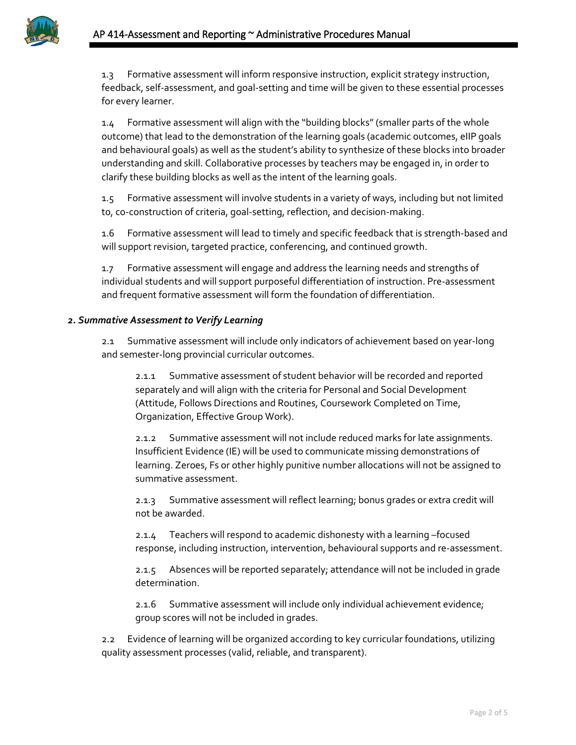1.3 Formative assessment will inform responsive instruction, explicit strategy instruction, feedback, self-assessment, and goal-setting and time will be given to these essential processes for every learner.

1.4 Formative assessment will align with the "building blocks" (smaller parts of the whole outcome) that lead to the demonstration of the learning goals (academic outcomes, eIIP goals and behavioural goals) as well as the student's ability to synthesize of these blocks into broader understanding and skill. Collaborative processes by teachers may be engaged in, in order to clarify these building blocks as well as the intent of the learning goals.

1.5 Formative assessment will involve students in a variety of ways, including but not limited to, co-construction of criteria, goal-setting, reflection, and decision-making.

1.6 Formative assessment will lead to timely and specific feedback that is strength-based and will support revision, targeted practice, conferencing, and continued growth.

1.7 Formative assessment will engage and address the learning needs and strengths of individual students and will support purposeful differentiation of instruction. Pre-assessment and frequent formative assessment will form the foundation of differentiation.

***2. Summative Assessment to Verify Learning***

2.1 Summative assessment will include only indicators of achievement based on year-long and semester-long provincial curricular outcomes.

2.1.1 Summative assessment of student behavior will be recorded and reported separately and will align with the criteria for Personal and Social Development (Attitude, Follows Directions and Routines, Coursework Completed on Time, Organization, Effective Group Work).

2.1.2 Summative assessment will not include reduced marks for late assignments. Insufficient Evidence (IE) will be used to communicate missing demonstrations of learning. Zeroes, Fs or other highly punitive number allocations will not be assigned to summative assessment.

2.1.3 Summative assessment will reflect learning; bonus grades or extra credit will not be awarded.

2.1.4 Teachers will respond to academic dishonesty with a learning –focused response, including instruction, intervention, behavioural supports and re-assessment.

2.1.5 Absences will be reported separately; attendance will not be included in grade determination.

2.1.6 Summative assessment will include only individual achievement evidence; group scores will not be included in grades.

2.2 Evidence of learning will be organized according to key curricular foundations, utilizing quality assessment processes (valid, reliable, and transparent).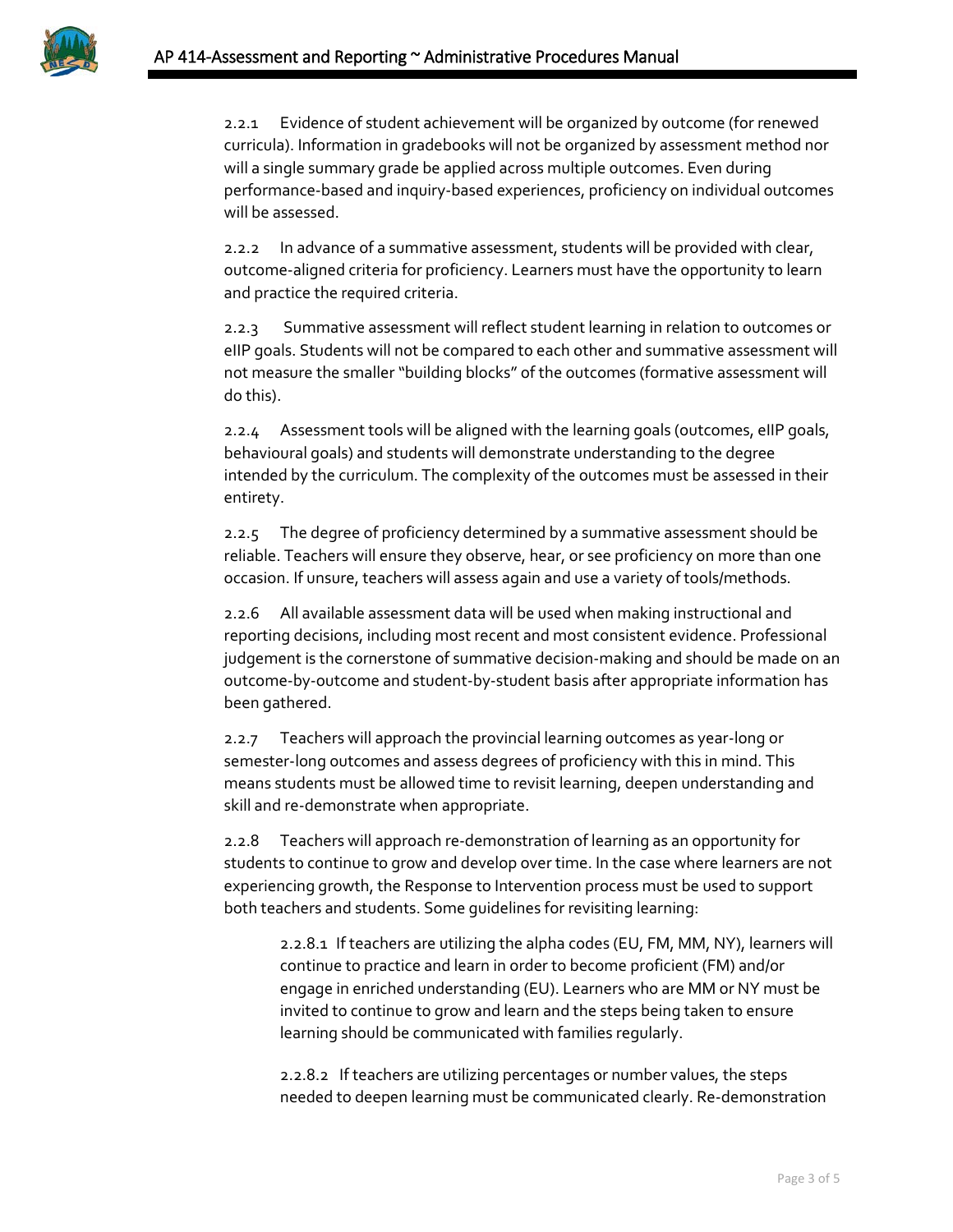2.2.1 Evidence of student achievement will be organized by outcome (for renewed curricula). Information in gradebooks will not be organized by assessment method nor will a single summary grade be applied across multiple outcomes. Even during performance-based and inquiry-based experiences, proficiency on individual outcomes will be assessed.

2.2.2 In advance of a summative assessment, students will be provided with clear, outcome-aligned criteria for proficiency. Learners must have the opportunity to learn and practice the required criteria.

2.2.3 Summative assessment will reflect student learning in relation to outcomes or eIIP goals. Students will not be compared to each other and summative assessment will not measure the smaller "building blocks" of the outcomes (formative assessment will do this).

2.2.4 Assessment tools will be aligned with the learning goals (outcomes, eIIP goals, behavioural goals) and students will demonstrate understanding to the degree intended by the curriculum. The complexity of the outcomes must be assessed in their entirety.

2.2.5 The degree of proficiency determined by a summative assessment should be reliable. Teachers will ensure they observe, hear, or see proficiency on more than one occasion. If unsure, teachers will assess again and use a variety of tools/methods.

2.2.6 All available assessment data will be used when making instructional and reporting decisions, including most recent and most consistent evidence. Professional judgement is the cornerstone of summative decision-making and should be made on an outcome-by-outcome and student-by-student basis after appropriate information has been gathered.

2.2.7 Teachers will approach the provincial learning outcomes as year-long or semester-long outcomes and assess degrees of proficiency with this in mind. This means students must be allowed time to revisit learning, deepen understanding and skill and re-demonstrate when appropriate.

2.2.8 Teachers will approach re-demonstration of learning as an opportunity for students to continue to grow and develop over time. In the case where learners are not experiencing growth, the Response to Intervention process must be used to support both teachers and students. Some guidelines for revisiting learning:

> 2.2.8.1 If teachers are utilizing the alpha codes (EU, FM, MM, NY), learners will continue to practice and learn in order to become proficient (FM) and/or engage in enriched understanding (EU). Learners who are MM or NY must be invited to continue to grow and learn and the steps being taken to ensure learning should be communicated with families regularly.
>
> 2.2.8.2 If teachers are utilizing percentages or number values, the steps needed to deepen learning must be communicated clearly. Re-demonstration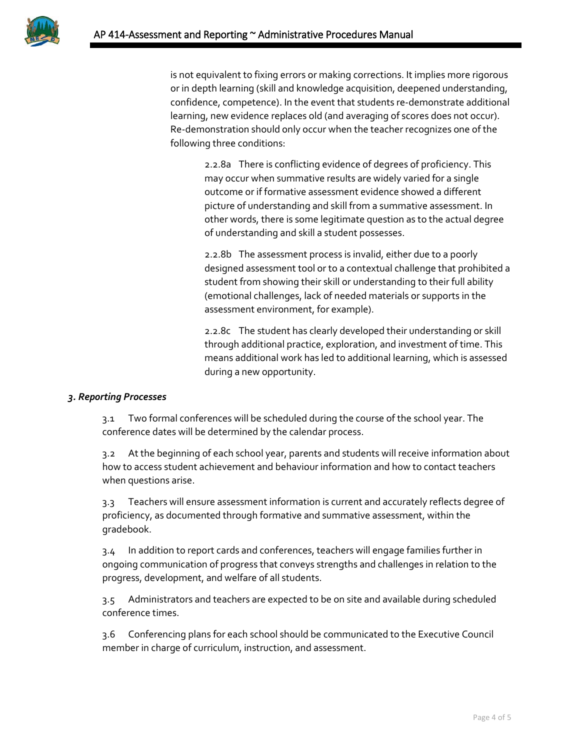is not equivalent to fixing errors or making corrections. It implies more rigorous or in depth learning (skill and knowledge acquisition, deepened understanding, confidence, competence). In the event that students re-demonstrate additional learning, new evidence replaces old (and averaging of scores does not occur). Re-demonstration should only occur when the teacher recognizes one of the following three conditions:

2.2.8a There is conflicting evidence of degrees of proficiency. This may occur when summative results are widely varied for a single outcome or if formative assessment evidence showed a different picture of understanding and skill from a summative assessment. In other words, there is some legitimate question as to the actual degree of understanding and skill a student possesses.

2.2.8b The assessment process is invalid, either due to a poorly designed assessment tool or to a contextual challenge that prohibited a student from showing their skill or understanding to their full ability (emotional challenges, lack of needed materials or supports in the assessment environment, for example).

2.2.8c The student has clearly developed their understanding or skill through additional practice, exploration, and investment of time. This means additional work has led to additional learning, which is assessed during a new opportunity.

***3. Reporting Processes***

3.1 Two formal conferences will be scheduled during the course of the school year. The conference dates will be determined by the calendar process.

3.2 At the beginning of each school year, parents and students will receive information about how to access student achievement and behaviour information and how to contact teachers when questions arise.

3.3 Teachers will ensure assessment information is current and accurately reflects degree of proficiency, as documented through formative and summative assessment, within the gradebook.

3.4 In addition to report cards and conferences, teachers will engage families further in ongoing communication of progress that conveys strengths and challenges in relation to the progress, development, and welfare of all students.

3.5 Administrators and teachers are expected to be on site and available during scheduled conference times.

3.6 Conferencing plans for each school should be communicated to the Executive Council member in charge of curriculum, instruction, and assessment.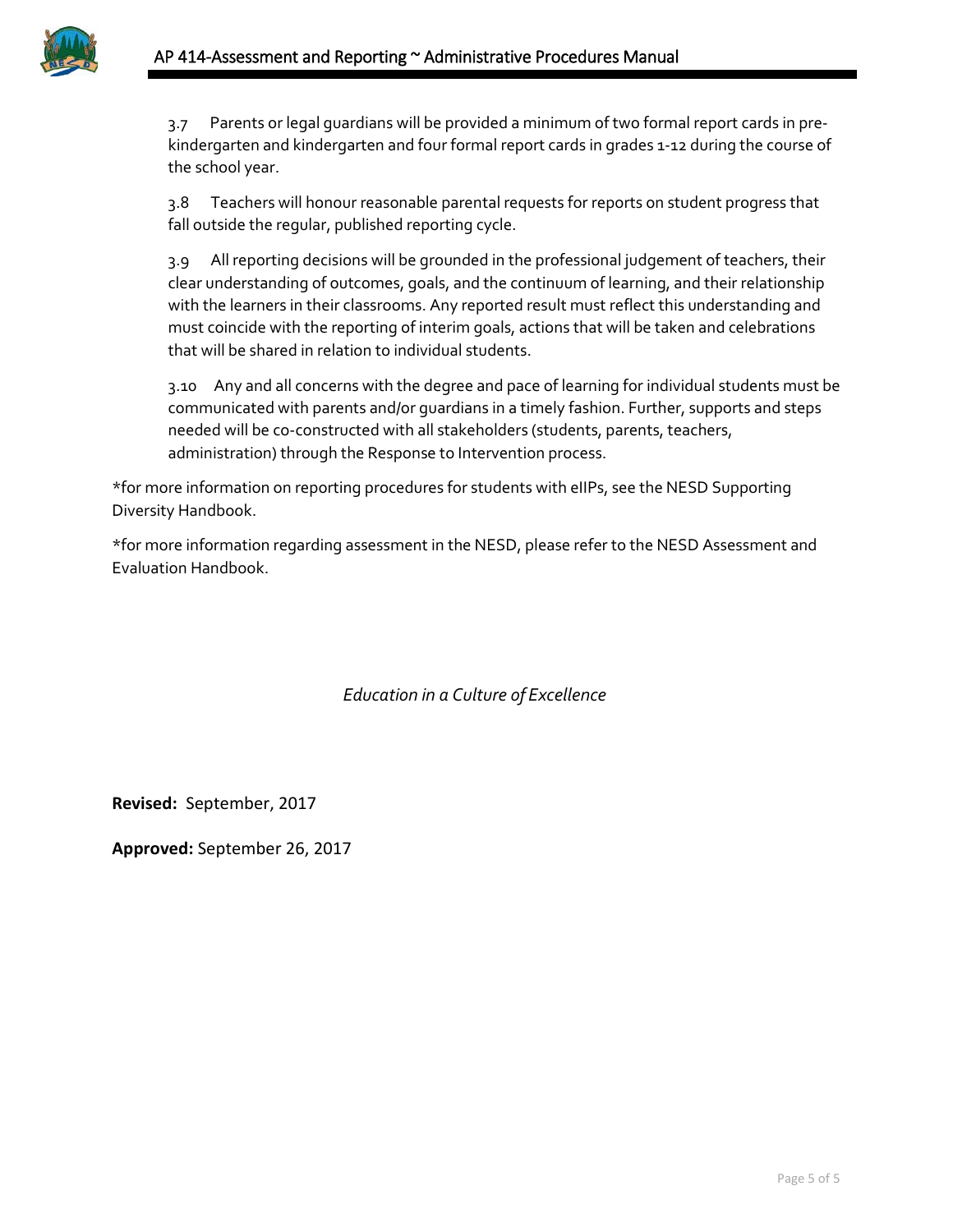3.7 Parents or legal guardians will be provided a minimum of two formal report cards in pre-kindergarten and kindergarten and four formal report cards in grades 1-12 during the course of the school year.

3.8 Teachers will honour reasonable parental requests for reports on student progress that fall outside the regular, published reporting cycle.

3.9 All reporting decisions will be grounded in the professional judgement of teachers, their clear understanding of outcomes, goals, and the continuum of learning, and their relationship with the learners in their classrooms. Any reported result must reflect this understanding and must coincide with the reporting of interim goals, actions that will be taken and celebrations that will be shared in relation to individual students.

3.10 Any and all concerns with the degree and pace of learning for individual students must be communicated with parents and/or guardians in a timely fashion. Further, supports and steps needed will be co-constructed with all stakeholders (students, parents, teachers, administration) through the Response to Intervention process.

*for more information on reporting procedures for students with eIIPs, see the NESD Supporting Diversity Handbook.

*for more information regarding assessment in the NESD, please refer to the NESD Assessment and Evaluation Handbook.

*Education in a Culture of Excellence*

**Revised:** September, 2017

**Approved:** September 26, 2017